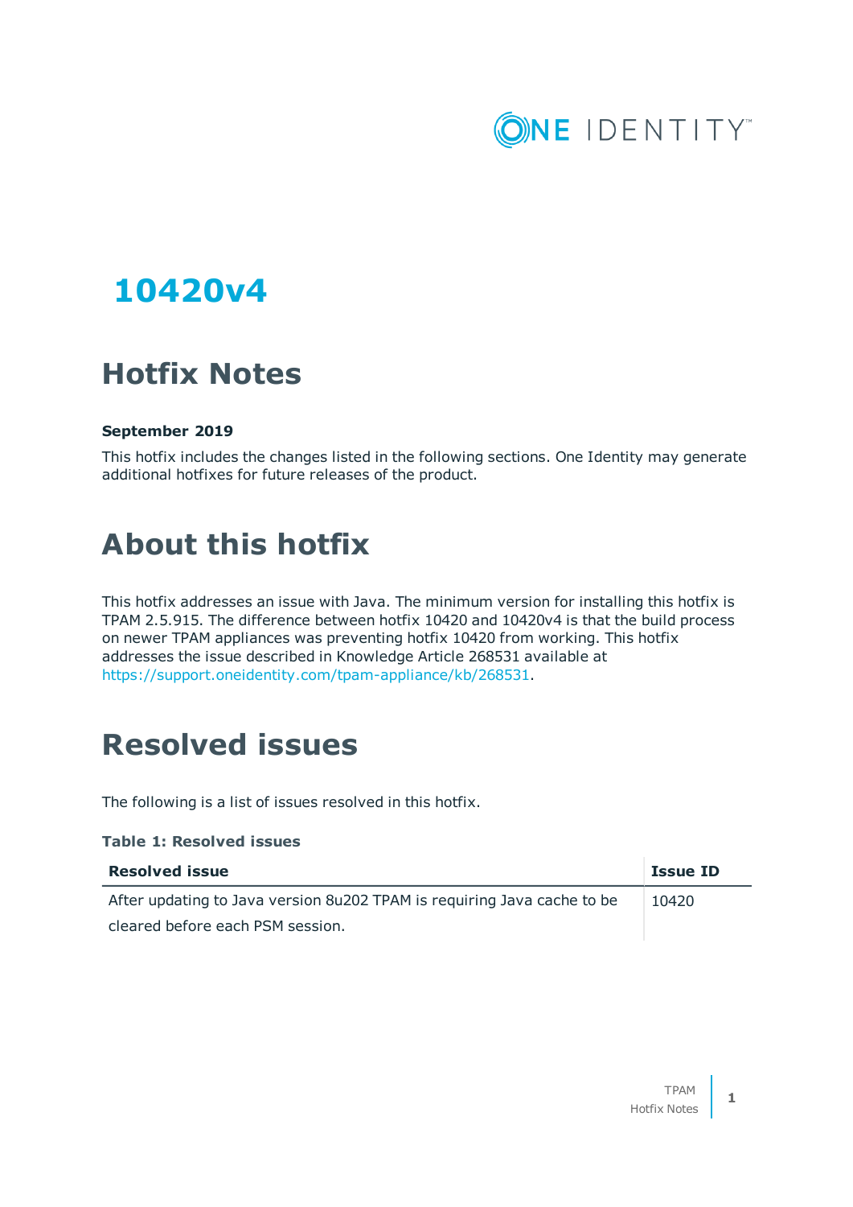# 10420v4

## Hotfix Notes

**September 2019**

This hotfix includes the changes listed in the following sections. One Identity may generate additional hotfixes for future releases of the product.

# About this hotfix

This hotfix addresses an issue with Java. The minimum version for installing this hotfix is TPAM 2.5.915. The difference between hotfix 10420 and 10420v4 is that the build process on newer TPAM appliances was preventing hotfix 10420 from working. This hotfix addresses the issue described in Knowledge Article 268531 available at https://support.oneidentity.com/tpam-appliance/kb/268531.

# Resolved issues

The following is a list of issues resolved in this hotfix.

**Table 1: Resolved issues**

| Resolved issue | Issue ID |
| --- | --- |
| After updating to Java version 8u202 TPAM is requiring Java cache to be cleared before each PSM session. | 10420 |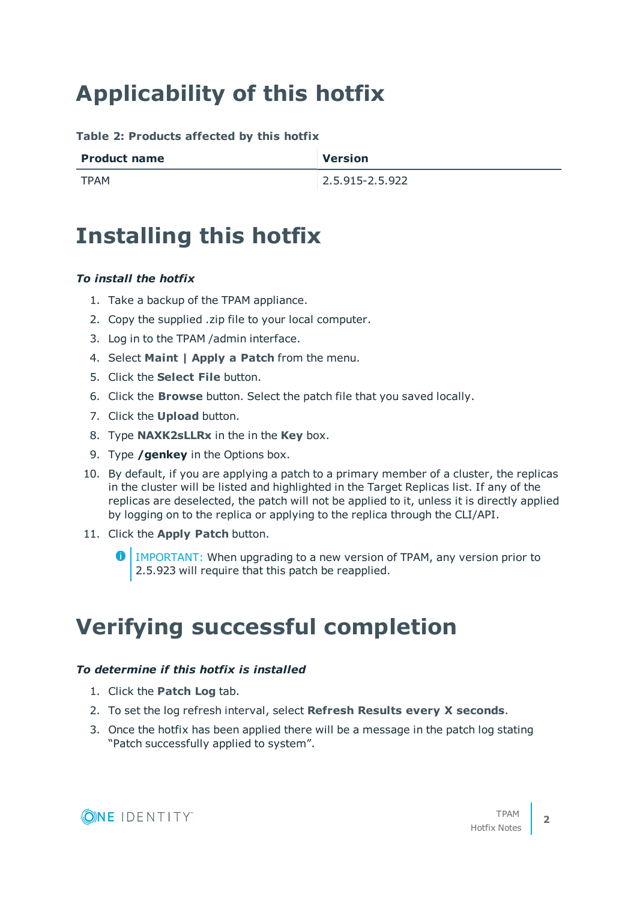# Applicability of this hotfix

**Table 2: Products affected by this hotfix**

| Product name | Version |
|---|---|
| TPAM | 2.5.915-2.5.922 |

# Installing this hotfix

***To install the hotfix***

1. Take a backup of the TPAM appliance.
2. Copy the supplied .zip file to your local computer.
3. Log in to the TPAM /admin interface.
4. Select **Maint | Apply a Patch** from the menu.
5. Click the **Select File** button.
6. Click the **Browse** button. Select the patch file that you saved locally.
7. Click the **Upload** button.
8. Type **NAXK2sLLRx** in the in the **Key** box.
9. Type **/genkey** in the Options box.
10. By default, if you are applying a patch to a primary member of a cluster, the replicas in the cluster will be listed and highlighted in the Target Replicas list. If any of the replicas are deselected, the patch will not be applied to it, unless it is directly applied by logging on to the replica or applying to the replica through the CLI/API.
11. Click the **Apply Patch** button.

> IMPORTANT: When upgrading to a new version of TPAM, any version prior to 2.5.923 will require that this patch be reapplied.

# Verifying successful completion

***To determine if this hotfix is installed***

1. Click the **Patch Log** tab.
2. To set the log refresh interval, select **Refresh Results every X seconds**.
3. Once the hotfix has been applied there will be a message in the patch log stating “Patch successfully applied to system”.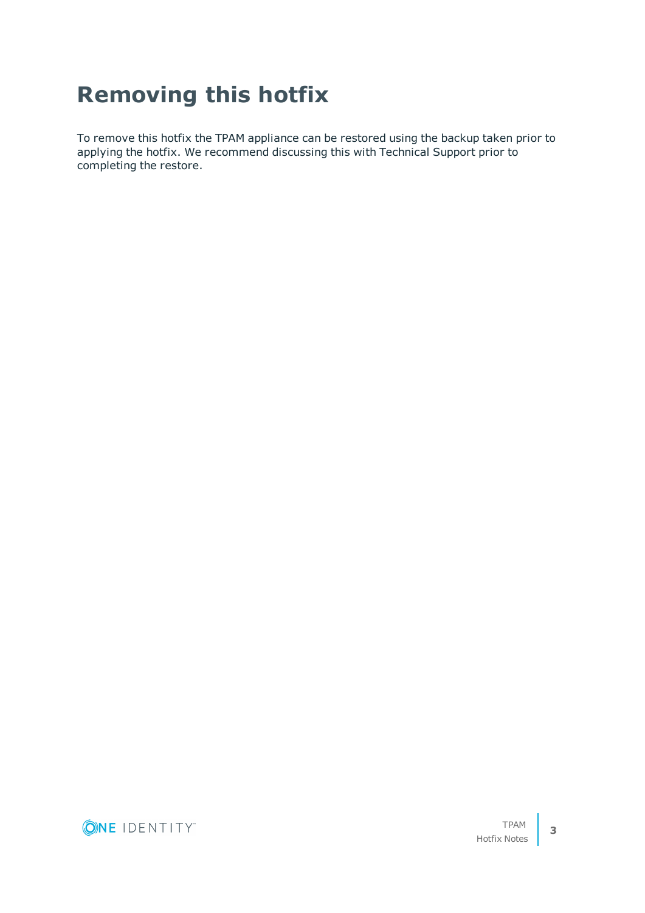# Removing this hotfix

To remove this hotfix the TPAM appliance can be restored using the backup taken prior to applying the hotfix. We recommend discussing this with Technical Support prior to completing the restore.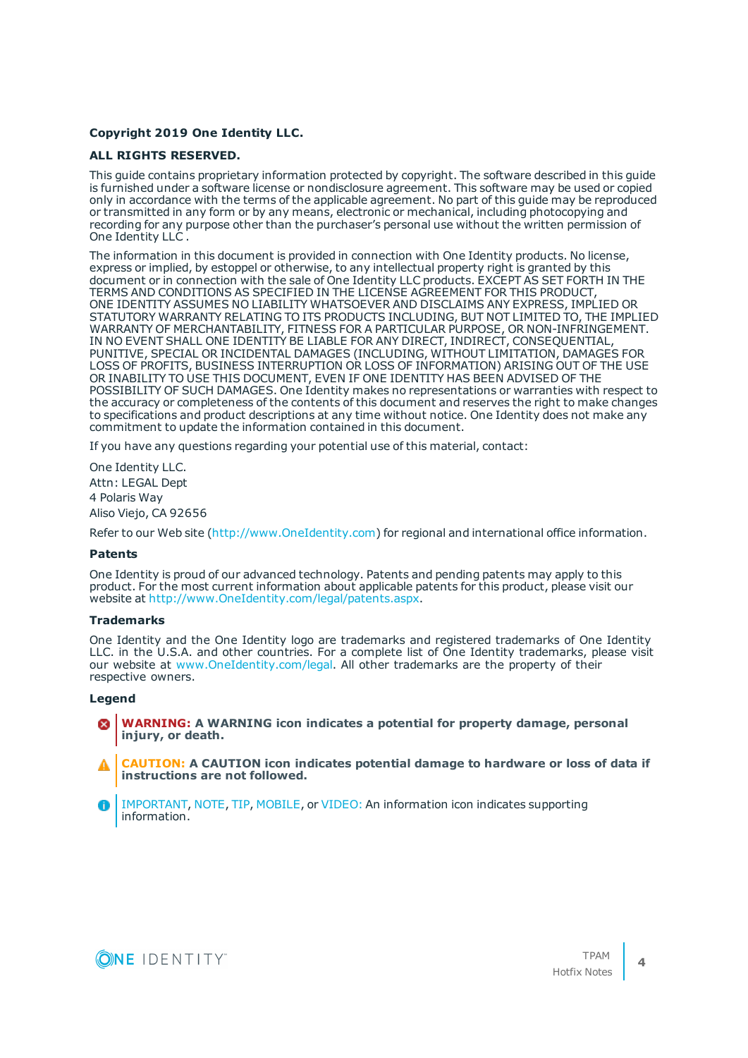**Copyright 2019 One Identity LLC.**

**ALL RIGHTS RESERVED.**

This guide contains proprietary information protected by copyright. The software described in this guide is furnished under a software license or nondisclosure agreement. This software may be used or copied only in accordance with the terms of the applicable agreement. No part of this guide may be reproduced or transmitted in any form or by any means, electronic or mechanical, including photocopying and recording for any purpose other than the purchaser's personal use without the written permission of One Identity LLC .

The information in this document is provided in connection with One Identity products. No license, express or implied, by estoppel or otherwise, to any intellectual property right is granted by this document or in connection with the sale of One Identity LLC products. EXCEPT AS SET FORTH IN THE TERMS AND CONDITIONS AS SPECIFIED IN THE LICENSE AGREEMENT FOR THIS PRODUCT, ONE IDENTITY ASSUMES NO LIABILITY WHATSOEVER AND DISCLAIMS ANY EXPRESS, IMPLIED OR STATUTORY WARRANTY RELATING TO ITS PRODUCTS INCLUDING, BUT NOT LIMITED TO, THE IMPLIED WARRANTY OF MERCHANTABILITY, FITNESS FOR A PARTICULAR PURPOSE, OR NON-INFRINGEMENT. IN NO EVENT SHALL ONE IDENTITY BE LIABLE FOR ANY DIRECT, INDIRECT, CONSEQUENTIAL, PUNITIVE, SPECIAL OR INCIDENTAL DAMAGES (INCLUDING, WITHOUT LIMITATION, DAMAGES FOR LOSS OF PROFITS, BUSINESS INTERRUPTION OR LOSS OF INFORMATION) ARISING OUT OF THE USE OR INABILITY TO USE THIS DOCUMENT, EVEN IF ONE IDENTITY HAS BEEN ADVISED OF THE POSSIBILITY OF SUCH DAMAGES. One Identity makes no representations or warranties with respect to the accuracy or completeness of the contents of this document and reserves the right to make changes to specifications and product descriptions at any time without notice. One Identity does not make any commitment to update the information contained in this document.

If you have any questions regarding your potential use of this material, contact:

One Identity LLC.
Attn: LEGAL Dept
4 Polaris Way
Aliso Viejo, CA 92656

Refer to our Web site (http://www.OneIdentity.com) for regional and international office information.

### Patents

One Identity is proud of our advanced technology. Patents and pending patents may apply to this product. For the most current information about applicable patents for this product, please visit our website at http://www.OneIdentity.com/legal/patents.aspx.

### Trademarks

One Identity and the One Identity logo are trademarks and registered trademarks of One Identity LLC. in the U.S.A. and other countries. For a complete list of One Identity trademarks, please visit our website at www.OneIdentity.com/legal. All other trademarks are the property of their respective owners.

### Legend

**WARNING: A WARNING icon indicates a potential for property damage, personal injury, or death.**

**CAUTION: A CAUTION icon indicates potential damage to hardware or loss of data if instructions are not followed.**

IMPORTANT, NOTE, TIP, MOBILE, or VIDEO: An information icon indicates supporting information.